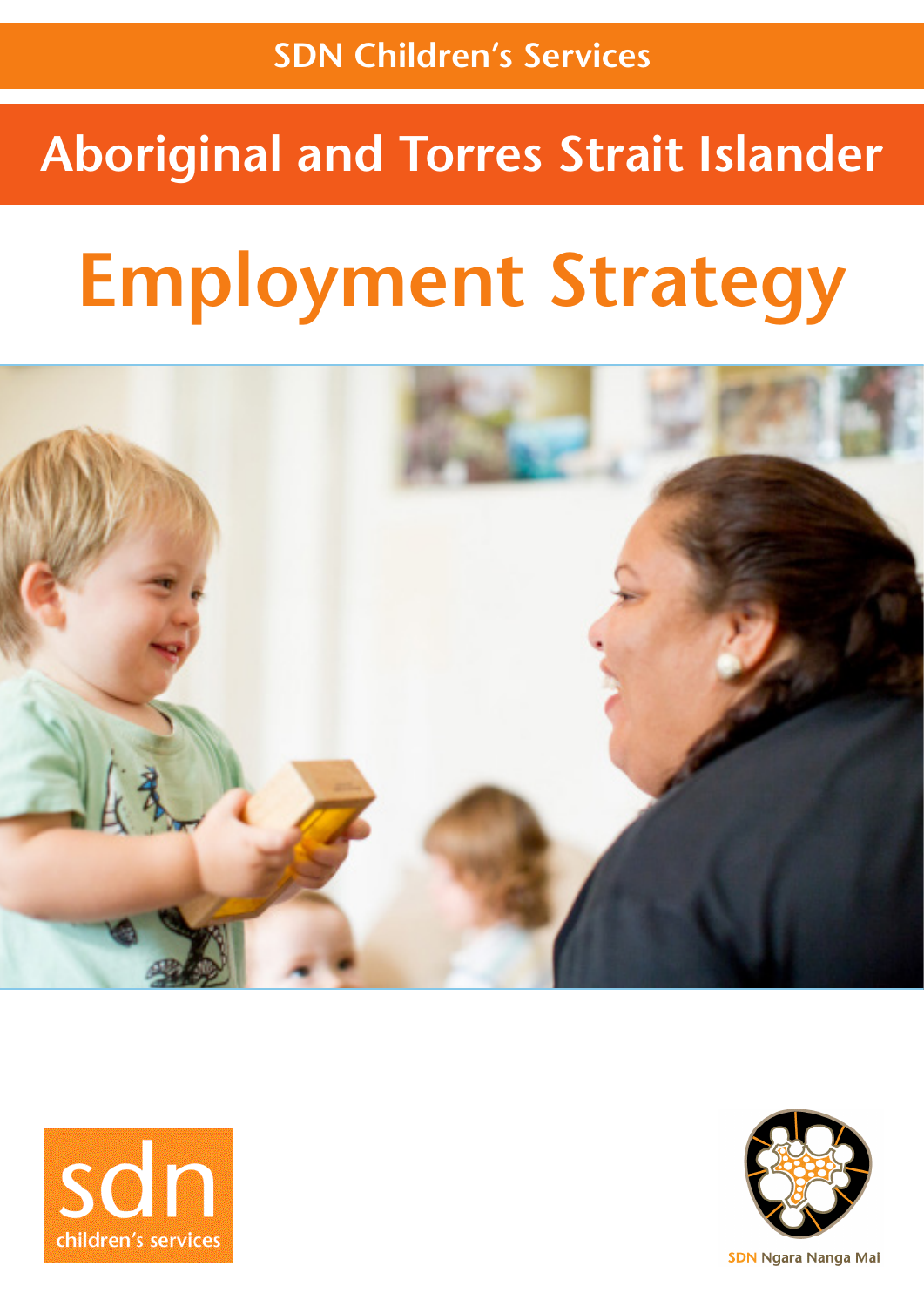SDN Children's Services

# Aboriginal and Torres Strait Islander

# Employment Strategy

sdn children's services

SDN Ngara Nanga Mal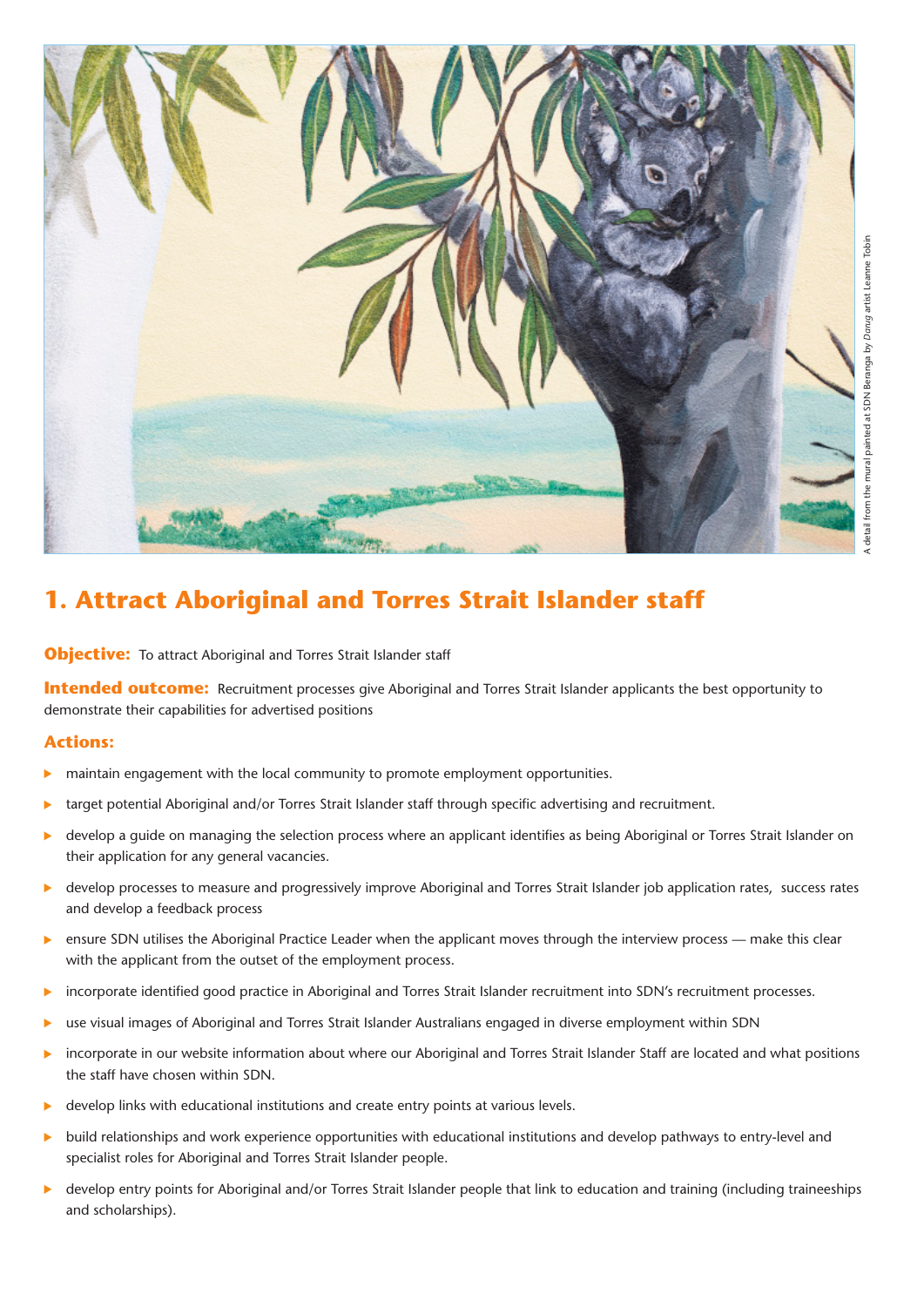A detail from the mural painted at SDN Beranga by *Darug* artist Leanne Tobin

## 1. Attract Aboriginal and Torres Strait Islander staff

**Objective:** To attract Aboriginal and Torres Strait Islander staff

**Intended outcome:** Recruitment processes give Aboriginal and Torres Strait Islander applicants the best opportunity to demonstrate their capabilities for advertised positions

### Actions:

- maintain engagement with the local community to promote employment opportunities.
- target potential Aboriginal and/or Torres Strait Islander staff through specific advertising and recruitment.
- develop a guide on managing the selection process where an applicant identifies as being Aboriginal or Torres Strait Islander on their application for any general vacancies.
- develop processes to measure and progressively improve Aboriginal and Torres Strait Islander job application rates, success rates and develop a feedback process
- ensure SDN utilises the Aboriginal Practice Leader when the applicant moves through the interview process — make this clear with the applicant from the outset of the employment process.
- incorporate identified good practice in Aboriginal and Torres Strait Islander recruitment into SDN's recruitment processes.
- use visual images of Aboriginal and Torres Strait Islander Australians engaged in diverse employment within SDN
- incorporate in our website information about where our Aboriginal and Torres Strait Islander Staff are located and what positions the staff have chosen within SDN.
- develop links with educational institutions and create entry points at various levels.
- build relationships and work experience opportunities with educational institutions and develop pathways to entry-level and specialist roles for Aboriginal and Torres Strait Islander people.
- develop entry points for Aboriginal and/or Torres Strait Islander people that link to education and training (including traineeships and scholarships).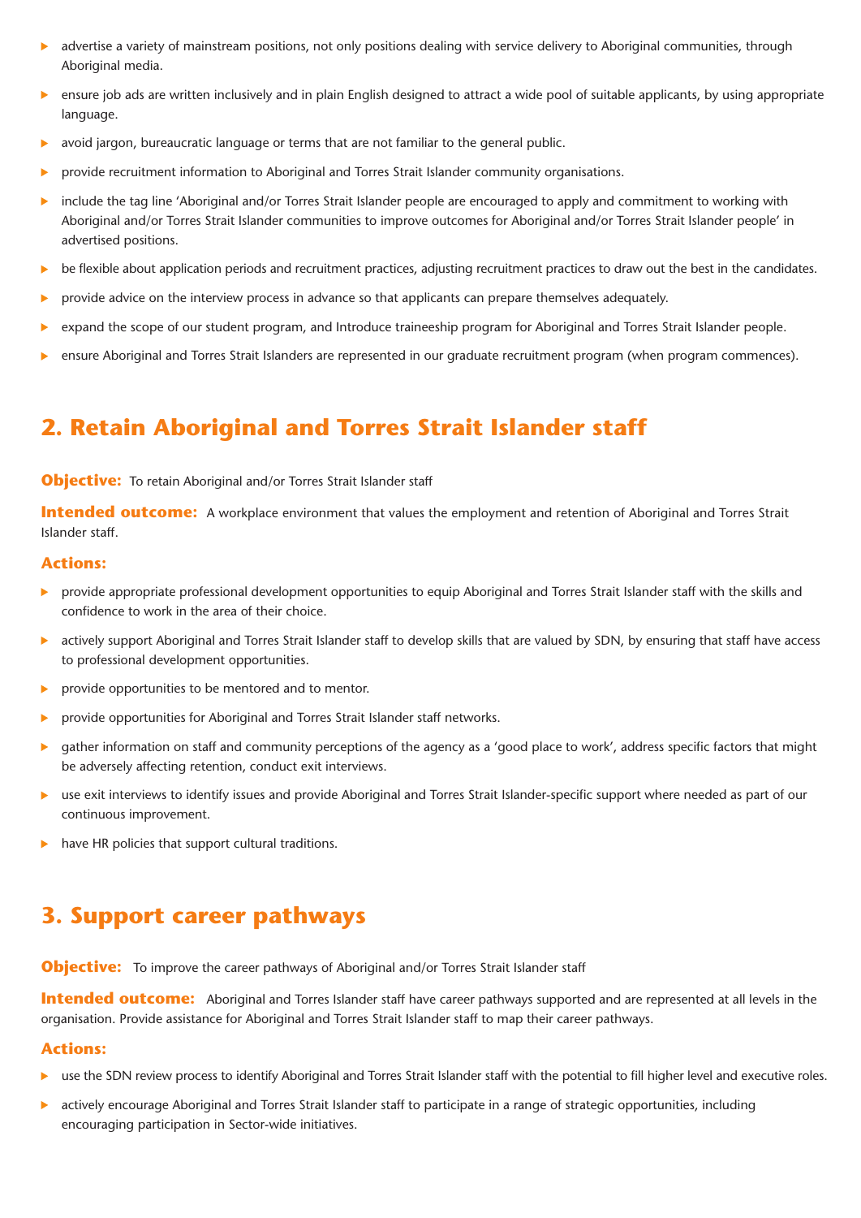- advertise a variety of mainstream positions, not only positions dealing with service delivery to Aboriginal communities, through Aboriginal media.
- ensure job ads are written inclusively and in plain English designed to attract a wide pool of suitable applicants, by using appropriate language.
- avoid jargon, bureaucratic language or terms that are not familiar to the general public.
- provide recruitment information to Aboriginal and Torres Strait Islander community organisations.
- include the tag line 'Aboriginal and/or Torres Strait Islander people are encouraged to apply and commitment to working with Aboriginal and/or Torres Strait Islander communities to improve outcomes for Aboriginal and/or Torres Strait Islander people' in advertised positions.
- be flexible about application periods and recruitment practices, adjusting recruitment practices to draw out the best in the candidates.
- provide advice on the interview process in advance so that applicants can prepare themselves adequately.
- expand the scope of our student program, and Introduce traineeship program for Aboriginal and Torres Strait Islander people.
- ensure Aboriginal and Torres Strait Islanders are represented in our graduate recruitment program (when program commences).

## 2. Retain Aboriginal and Torres Strait Islander staff

**Objective:** To retain Aboriginal and/or Torres Strait Islander staff

**Intended outcome:** A workplace environment that values the employment and retention of Aboriginal and Torres Strait Islander staff.

**Actions:**

- provide appropriate professional development opportunities to equip Aboriginal and Torres Strait Islander staff with the skills and confidence to work in the area of their choice.
- actively support Aboriginal and Torres Strait Islander staff to develop skills that are valued by SDN, by ensuring that staff have access to professional development opportunities.
- provide opportunities to be mentored and to mentor.
- provide opportunities for Aboriginal and Torres Strait Islander staff networks.
- gather information on staff and community perceptions of the agency as a 'good place to work', address specific factors that might be adversely affecting retention, conduct exit interviews.
- use exit interviews to identify issues and provide Aboriginal and Torres Strait Islander-specific support where needed as part of our continuous improvement.
- have HR policies that support cultural traditions.

## 3. Support career pathways

**Objective:** To improve the career pathways of Aboriginal and/or Torres Strait Islander staff

**Intended outcome:** Aboriginal and Torres Islander staff have career pathways supported and are represented at all levels in the organisation. Provide assistance for Aboriginal and Torres Strait Islander staff to map their career pathways.

**Actions:**

- use the SDN review process to identify Aboriginal and Torres Strait Islander staff with the potential to fill higher level and executive roles.
- actively encourage Aboriginal and Torres Strait Islander staff to participate in a range of strategic opportunities, including encouraging participation in Sector-wide initiatives.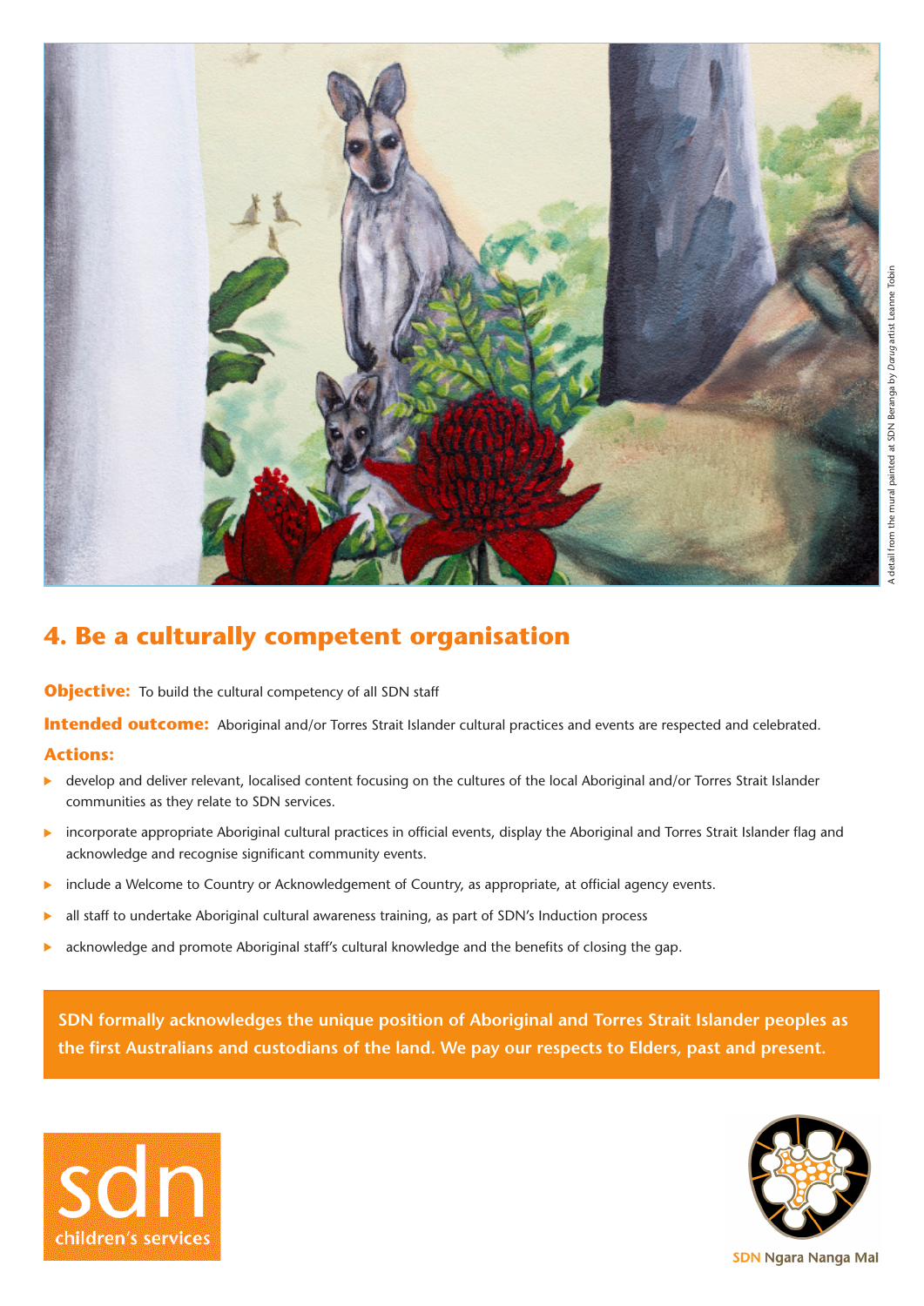A detail from the mural painted at SDN Beranga by *Darug* artist Leanne Tobin

## 4. Be a culturally competent organisation

**Objective:** To build the cultural competency of all SDN staff

**Intended outcome:** Aboriginal and/or Torres Strait Islander cultural practices and events are respected and celebrated.

**Actions:**

- develop and deliver relevant, localised content focusing on the cultures of the local Aboriginal and/or Torres Strait Islander communities as they relate to SDN services.
- incorporate appropriate Aboriginal cultural practices in official events, display the Aboriginal and Torres Strait Islander flag and acknowledge and recognise significant community events.
- include a Welcome to Country or Acknowledgement of Country, as appropriate, at official agency events.
- all staff to undertake Aboriginal cultural awareness training, as part of SDN's Induction process
- acknowledge and promote Aboriginal staff's cultural knowledge and the benefits of closing the gap.

**SDN formally acknowledges the unique position of Aboriginal and Torres Strait Islander peoples as the first Australians and custodians of the land. We pay our respects to Elders, past and present.**

sdn children's services

SDN Ngara Nanga Mai